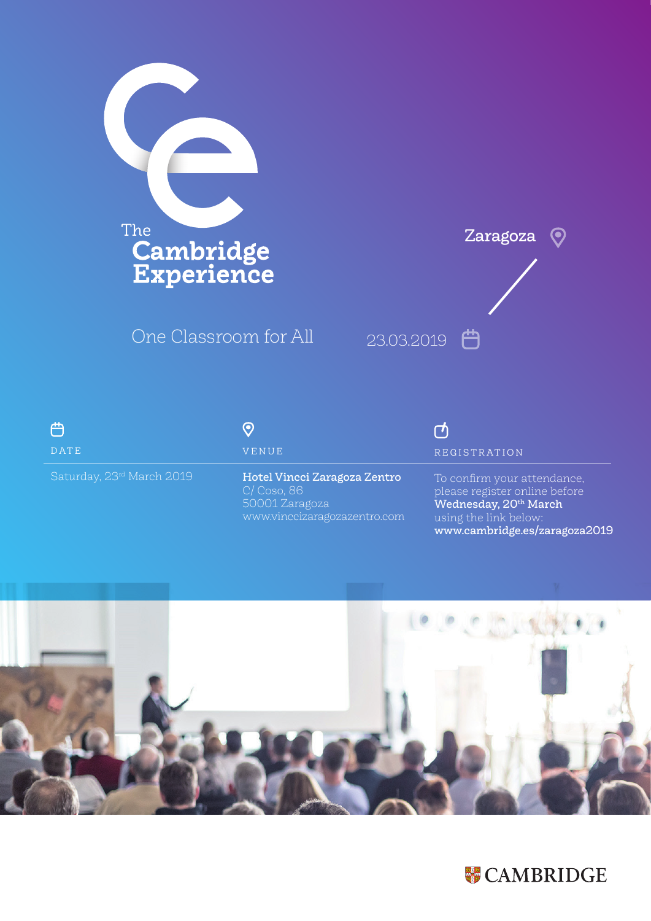# The Cambridge Experience

Zaragoza

One Classroom for All

23.03.2019

| DATE | VENUE | REGISTRATION |
| --- | --- | --- |
| Saturday, 23rd March 2019 | **Hotel Vincci Zaragoza Zentro**<br>C/ Coso, 86<br>50001 Zaragoza<br>www.vinccizaragozazentro.com | To confirm your attendance, please register online before **Wednesday, 20th March** using the link below:<br>**www.cambridge.es/zaragoza2019** |

CAMBRIDGE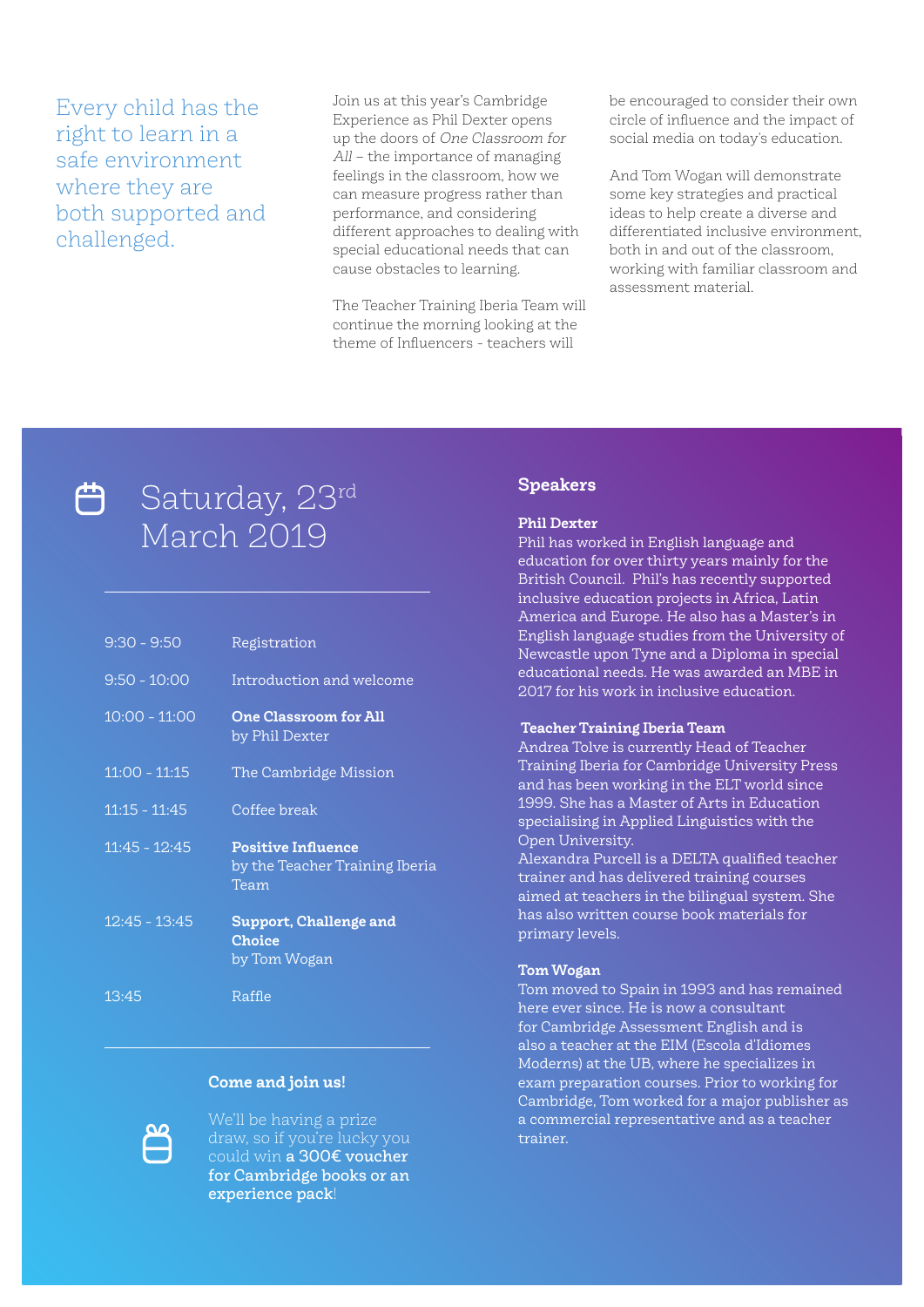Every child has the right to learn in a safe environment where they are both supported and challenged.

Join us at this year's Cambridge Experience as Phil Dexter opens up the doors of *One Classroom for All* – the importance of managing feelings in the classroom, how we can measure progress rather than performance, and considering different approaches to dealing with special educational needs that can cause obstacles to learning.

The Teacher Training Iberia Team will continue the morning looking at the theme of Influencers - teachers will be encouraged to consider their own circle of influence and the impact of social media on today's education.

And Tom Wogan will demonstrate some key strategies and practical ideas to help create a diverse and differentiated inclusive environment, both in and out of the classroom, working with familiar classroom and assessment material.

## Saturday, 23rd March 2019

| | |
|---|---|
| 9:30 - 9:50 | Registration |
| 9:50 - 10:00 | Introduction and welcome |
| 10:00 - 11:00 | **One Classroom for All** by Phil Dexter |
| 11:00 - 11:15 | The Cambridge Mission |
| 11:15 - 11:45 | Coffee break |
| 11:45 - 12:45 | **Positive Influence** by the Teacher Training Iberia Team |
| 12:45 - 13:45 | **Support, Challenge and Choice** by Tom Wogan |
| 13:45 | Raffle |

**Come and join us!**

We'll be having a prize draw, so if you're lucky you could win **a 300€ voucher for Cambridge books or an experience pack**!

## Speakers

**Phil Dexter**
Phil has worked in English language and education for over thirty years mainly for the British Council. Phil's has recently supported inclusive education projects in Africa, Latin America and Europe. He also has a Master's in English language studies from the University of Newcastle upon Tyne and a Diploma in special educational needs. He was awarded an MBE in 2017 for his work in inclusive education.

**Teacher Training Iberia Team**
Andrea Tolve is currently Head of Teacher Training Iberia for Cambridge University Press and has been working in the ELT world since 1999. She has a Master of Arts in Education specialising in Applied Linguistics with the Open University.
Alexandra Purcell is a DELTA qualified teacher trainer and has delivered training courses aimed at teachers in the bilingual system. She has also written course book materials for primary levels.

**Tom Wogan**
Tom moved to Spain in 1993 and has remained here ever since. He is now a consultant for Cambridge Assessment English and is also a teacher at the EIM (Escola d'Idiomes Moderns) at the UB, where he specializes in exam preparation courses. Prior to working for Cambridge, Tom worked for a major publisher as a commercial representative and as a teacher trainer.